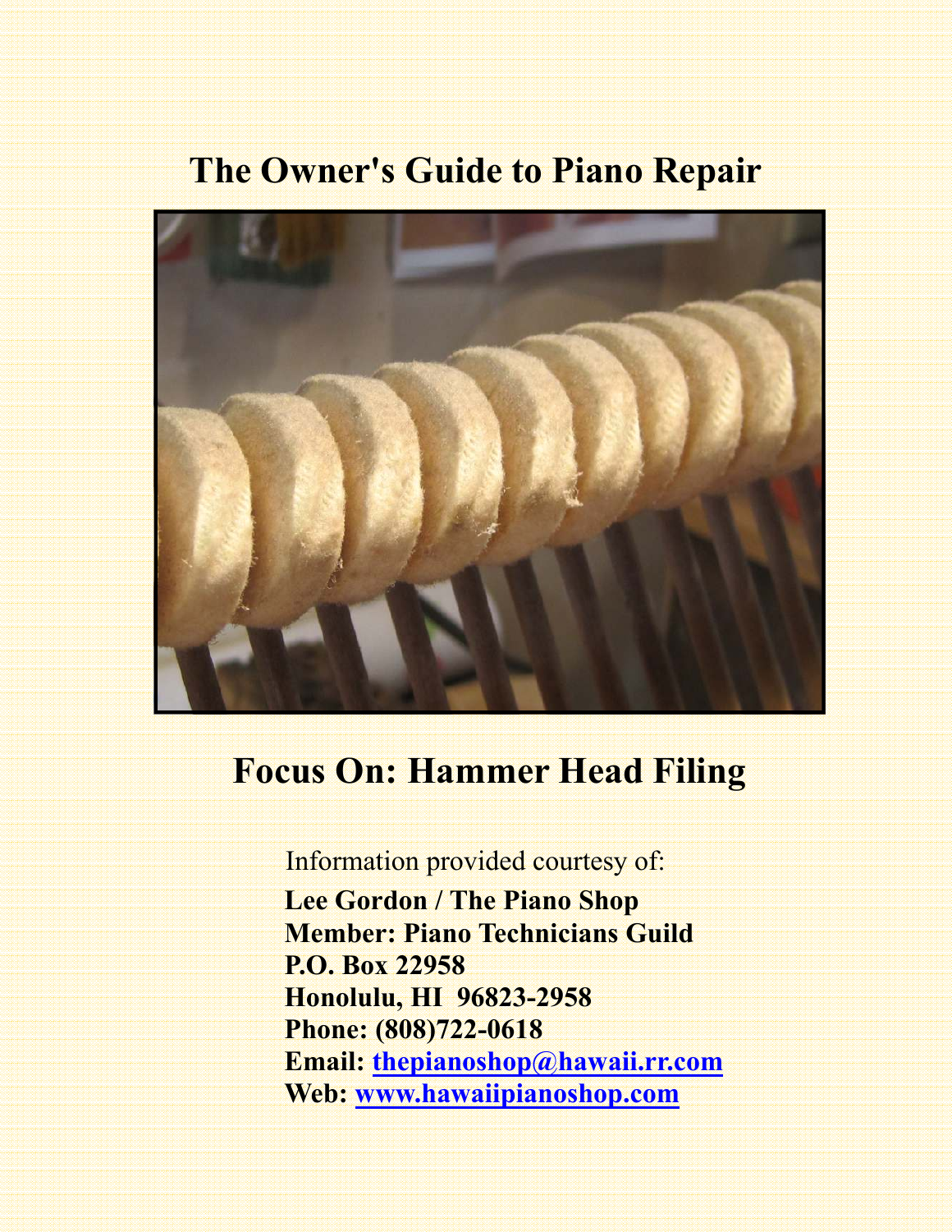# The Owner's Guide to Piano Repair

## Focus On: Hammer Head Filing

Information provided courtesy of:

**Lee Gordon / The Piano Shop**
**Member: Piano Technicians Guild**
**P.O. Box 22958**
**Honolulu, HI 96823-2958**
**Phone: (808)722-0618**
**Email: thepianoshop@hawaii.rr.com**
**Web: www.hawaiipianoshop.com**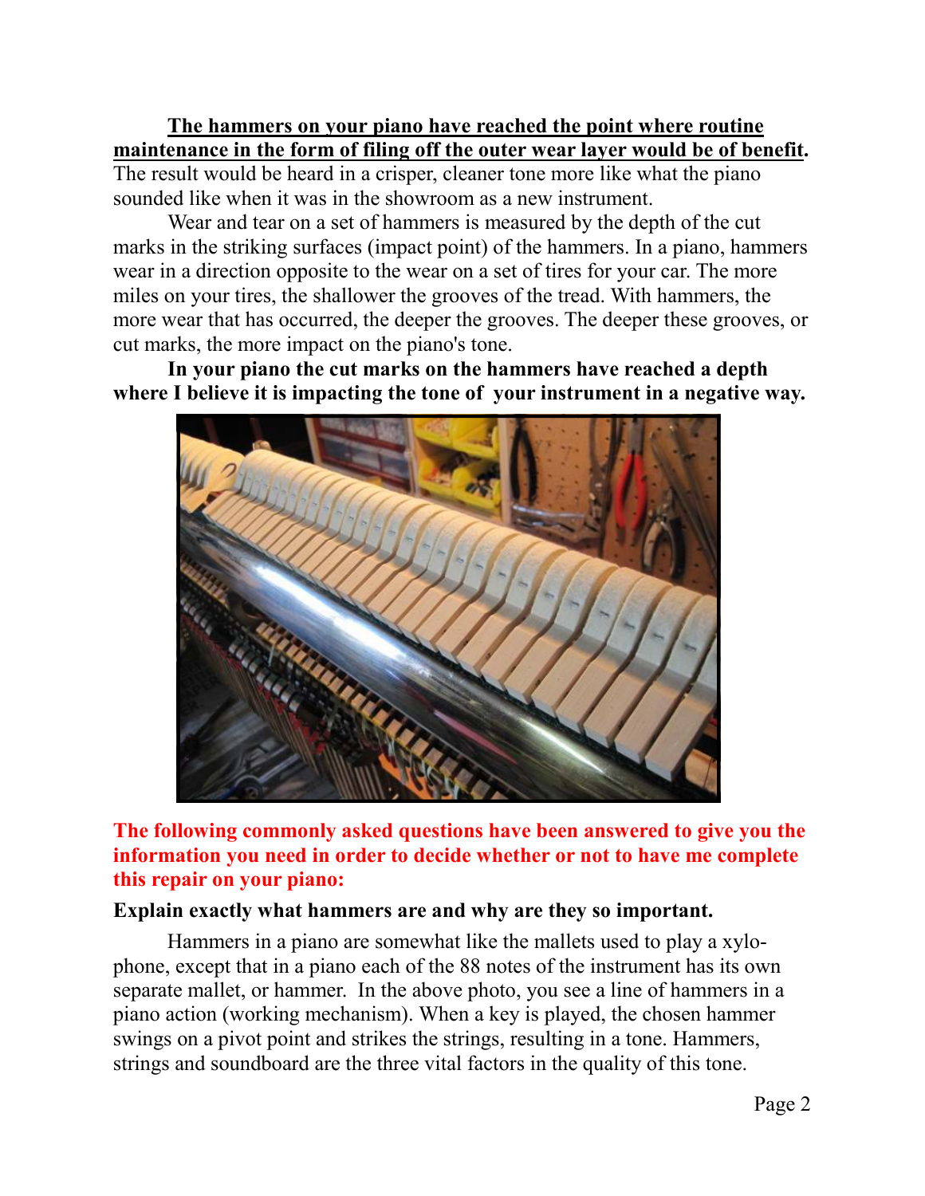**The hammers on your piano have reached the point where routine maintenance in the form of filing off the outer wear layer would be of benefit.** The result would be heard in a crisper, cleaner tone more like what the piano sounded like when it was in the showroom as a new instrument.

Wear and tear on a set of hammers is measured by the depth of the cut marks in the striking surfaces (impact point) of the hammers. In a piano, hammers wear in a direction opposite to the wear on a set of tires for your car. The more miles on your tires, the shallower the grooves of the tread. With hammers, the more wear that has occurred, the deeper the grooves. The deeper these grooves, or cut marks, the more impact on the piano's tone.

**In your piano the cut marks on the hammers have reached a depth where I believe it is impacting the tone of your instrument in a negative way.**

**The following commonly asked questions have been answered to give you the information you need in order to decide whether or not to have me complete this repair on your piano:**

**Explain exactly what hammers are and why are they so important.**

Hammers in a piano are somewhat like the mallets used to play a xylophone, except that in a piano each of the 88 notes of the instrument has its own separate mallet, or hammer. In the above photo, you see a line of hammers in a piano action (working mechanism). When a key is played, the chosen hammer swings on a pivot point and strikes the strings, resulting in a tone. Hammers, strings and soundboard are the three vital factors in the quality of this tone.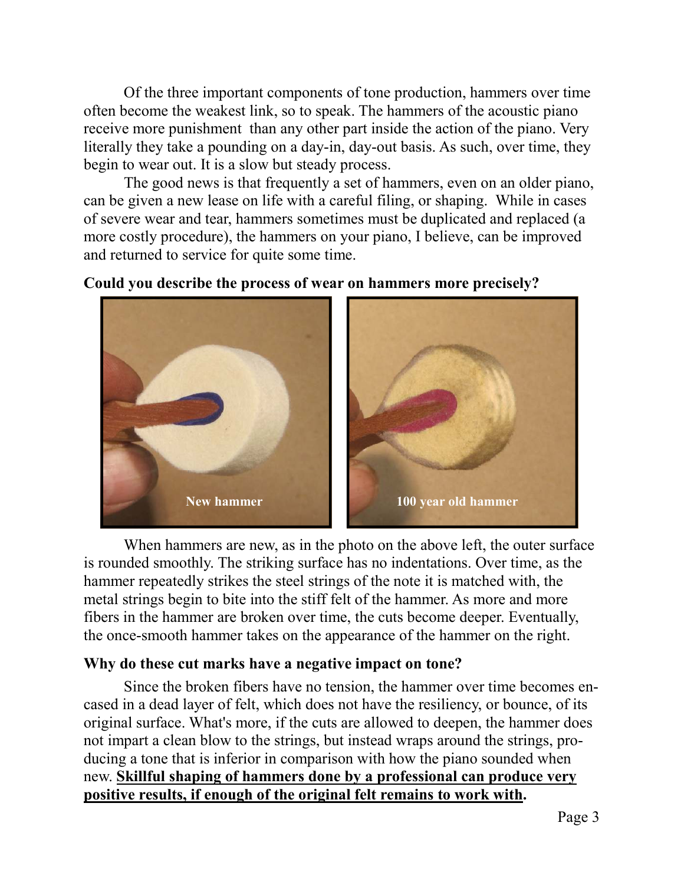Of the three important components of tone production, hammers over time often become the weakest link, so to speak. The hammers of the acoustic piano receive more punishment than any other part inside the action of the piano. Very literally they take a pounding on a day-in, day-out basis. As such, over time, they begin to wear out. It is a slow but steady process.

The good news is that frequently a set of hammers, even on an older piano, can be given a new lease on life with a careful filing, or shaping. While in cases of severe wear and tear, hammers sometimes must be duplicated and replaced (a more costly procedure), the hammers on your piano, I believe, can be improved and returned to service for quite some time.

**Could you describe the process of wear on hammers more precisely?**

New hammer

100 year old hammer

When hammers are new, as in the photo on the above left, the outer surface is rounded smoothly. The striking surface has no indentations. Over time, as the hammer repeatedly strikes the steel strings of the note it is matched with, the metal strings begin to bite into the stiff felt of the hammer. As more and more fibers in the hammer are broken over time, the cuts become deeper. Eventually, the once-smooth hammer takes on the appearance of the hammer on the right.

**Why do these cut marks have a negative impact on tone?**

Since the broken fibers have no tension, the hammer over time becomes encased in a dead layer of felt, which does not have the resiliency, or bounce, of its original surface. What's more, if the cuts are allowed to deepen, the hammer does not impart a clean blow to the strings, but instead wraps around the strings, producing a tone that is inferior in comparison with how the piano sounded when new. **Skillful shaping of hammers done by a professional can produce very positive results, if enough of the original felt remains to work with.**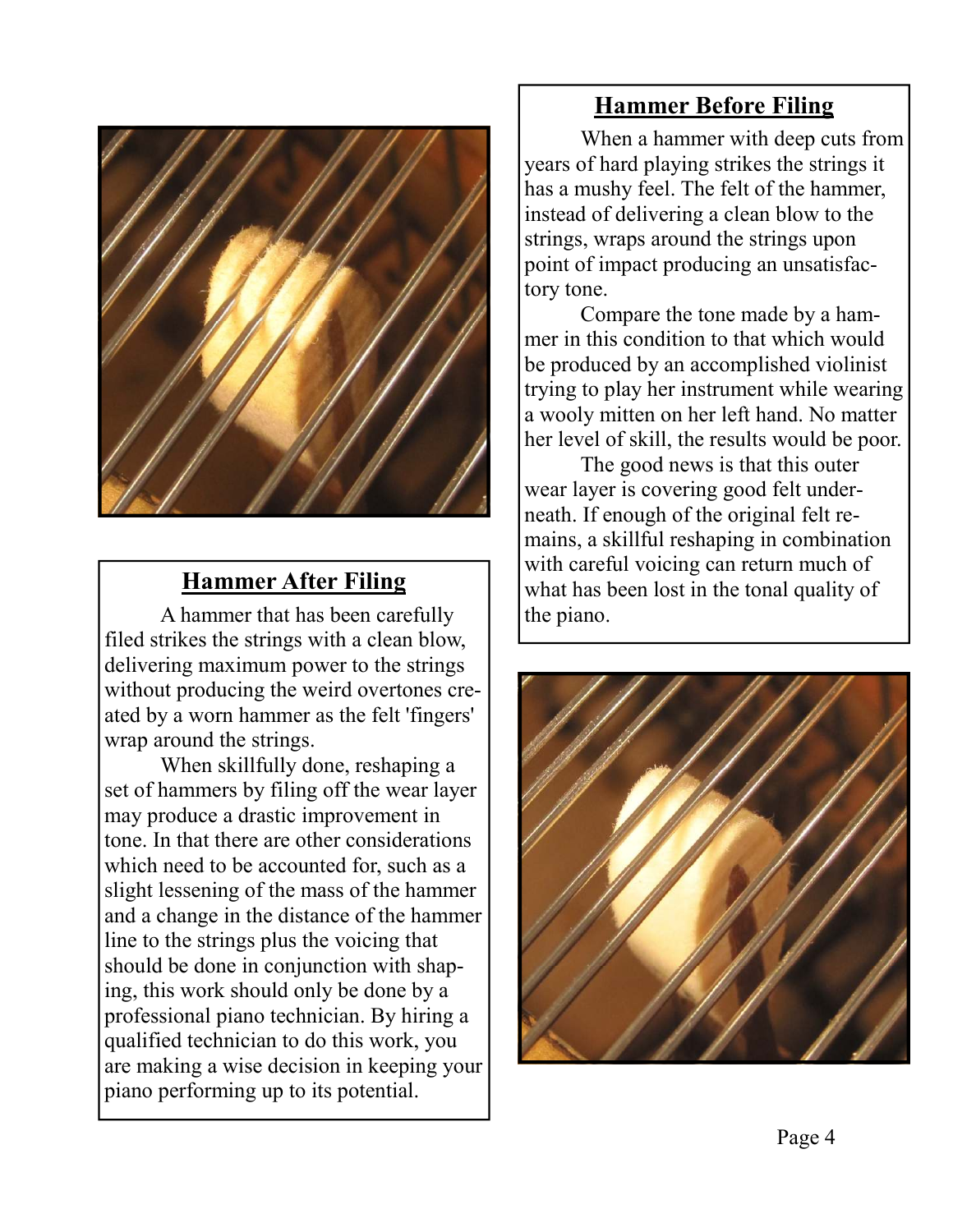## Hammer Before Filing

When a hammer with deep cuts from years of hard playing strikes the strings it has a mushy feel. The felt of the hammer, instead of delivering a clean blow to the strings, wraps around the strings upon point of impact producing an unsatisfactory tone.

Compare the tone made by a hammer in this condition to that which would be produced by an accomplished violinist trying to play her instrument while wearing a wooly mitten on her left hand. No matter her level of skill, the results would be poor.

The good news is that this outer wear layer is covering good felt underneath. If enough of the original felt remains, a skillful reshaping in combination with careful voicing can return much of what has been lost in the tonal quality of the piano.

## Hammer After Filing

A hammer that has been carefully filed strikes the strings with a clean blow, delivering maximum power to the strings without producing the weird overtones created by a worn hammer as the felt 'fingers' wrap around the strings.

When skillfully done, reshaping a set of hammers by filing off the wear layer may produce a drastic improvement in tone. In that there are other considerations which need to be accounted for, such as a slight lessening of the mass of the hammer and a change in the distance of the hammer line to the strings plus the voicing that should be done in conjunction with shaping, this work should only be done by a professional piano technician. By hiring a qualified technician to do this work, you are making a wise decision in keeping your piano performing up to its potential.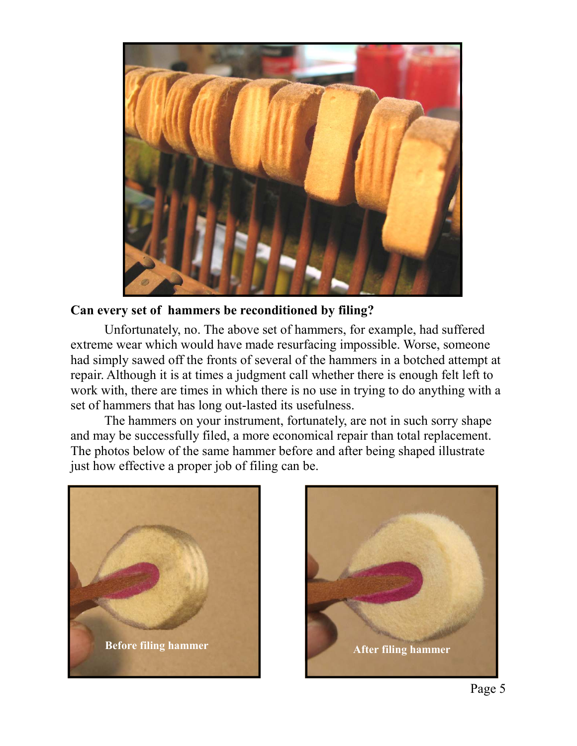**Can every set of  hammers be reconditioned by filing?**

Unfortunately, no. The above set of hammers, for example, had suffered extreme wear which would have made resurfacing impossible. Worse, someone had simply sawed off the fronts of several of the hammers in a botched attempt at repair. Although it is at times a judgment call whether there is enough felt left to work with, there are times in which there is no use in trying to do anything with a set of hammers that has long out-lasted its usefulness.

The hammers on your instrument, fortunately, are not in such sorry shape and may be successfully filed, a more economical repair than total replacement. The photos below of the same hammer before and after being shaped illustrate just how effective a proper job of filing can be.

Before filing hammer

After filing hammer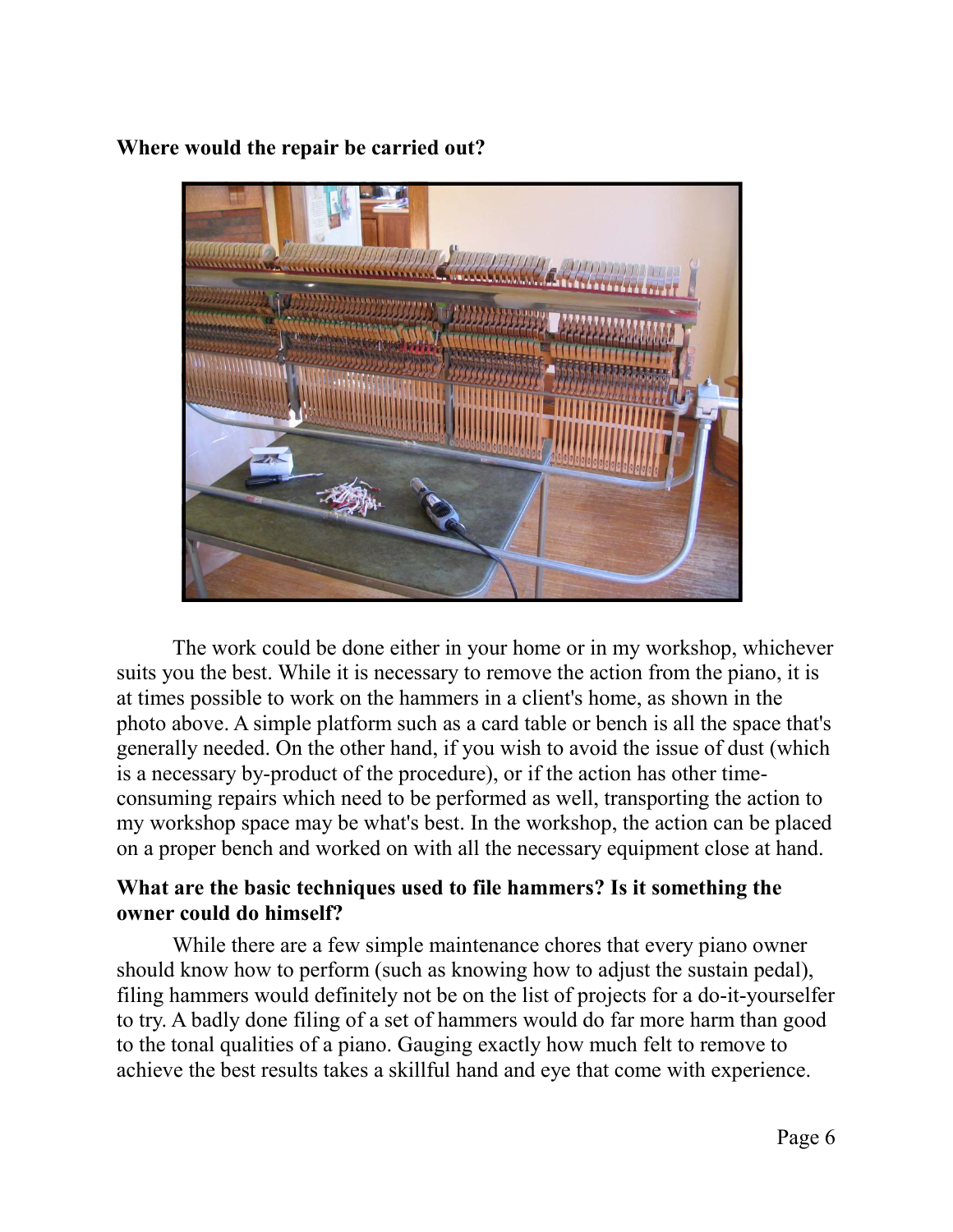**Where would the repair be carried out?**

The work could be done either in your home or in my workshop, whichever suits you the best. While it is necessary to remove the action from the piano, it is at times possible to work on the hammers in a client's home, as shown in the photo above. A simple platform such as a card table or bench is all the space that's generally needed. On the other hand, if you wish to avoid the issue of dust (which is a necessary by-product of the procedure), or if the action has other time-consuming repairs which need to be performed as well, transporting the action to my workshop space may be what's best. In the workshop, the action can be placed on a proper bench and worked on with all the necessary equipment close at hand.

**What are the basic techniques used to file hammers? Is it something the owner could do himself?**

While there are a few simple maintenance chores that every piano owner should know how to perform (such as knowing how to adjust the sustain pedal), filing hammers would definitely not be on the list of projects for a do-it-yourselfer to try. A badly done filing of a set of hammers would do far more harm than good to the tonal qualities of a piano. Gauging exactly how much felt to remove to achieve the best results takes a skillful hand and eye that come with experience.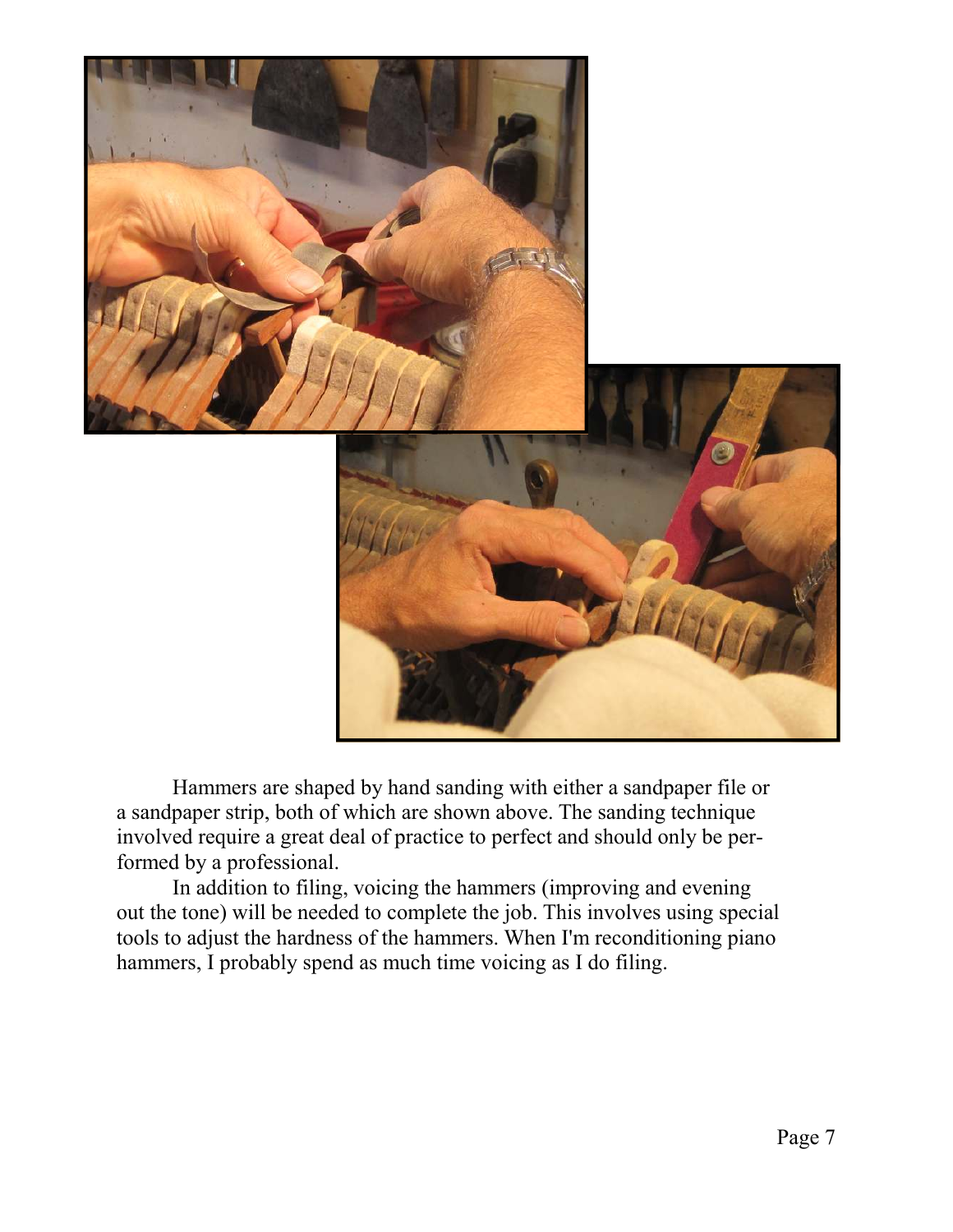Hammers are shaped by hand sanding with either a sandpaper file or a sandpaper strip, both of which are shown above. The sanding technique involved require a great deal of practice to perfect and should only be performed by a professional.

In addition to filing, voicing the hammers (improving and evening out the tone) will be needed to complete the job. This involves using special tools to adjust the hardness of the hammers. When I'm reconditioning piano hammers, I probably spend as much time voicing as I do filing.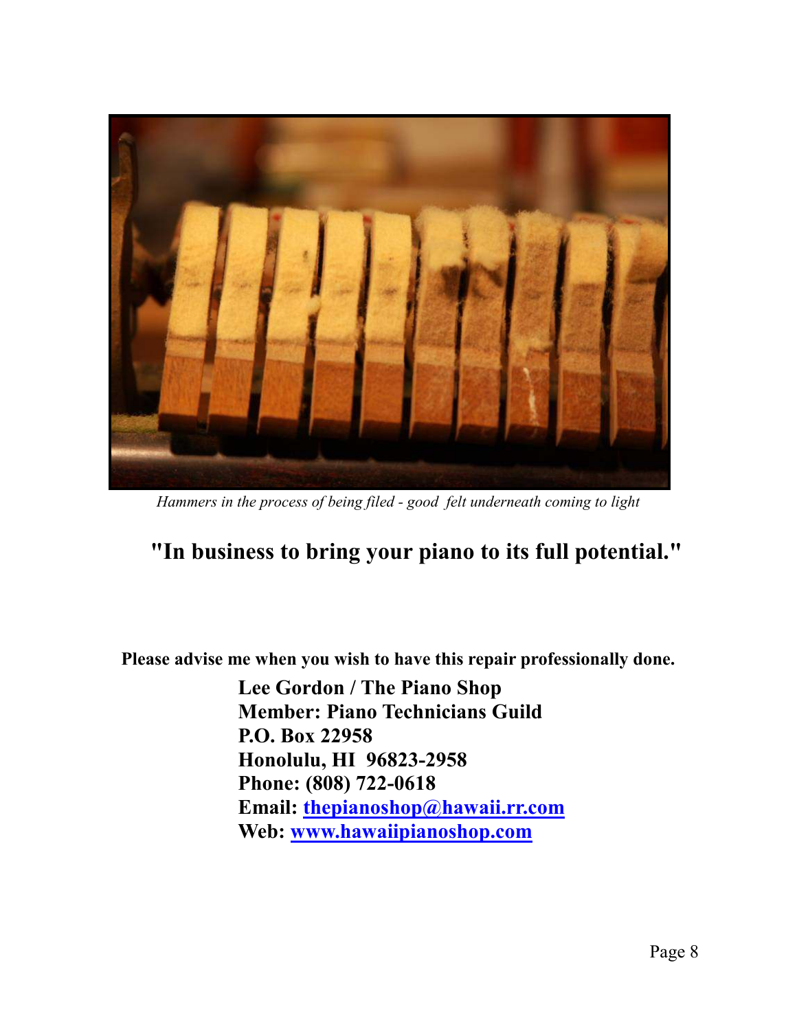*Hammers in the process of being filed - good felt underneath coming to light*

## "In business to bring your piano to its full potential."

**Please advise me when you wish to have this repair professionally done.**

**Lee Gordon / The Piano Shop**
**Member: Piano Technicians Guild**
**P.O. Box 22958**
**Honolulu, HI 96823-2958**
**Phone: (808) 722-0618**
**Email: thepianoshop@hawaii.rr.com**
**Web: www.hawaiipianoshop.com**